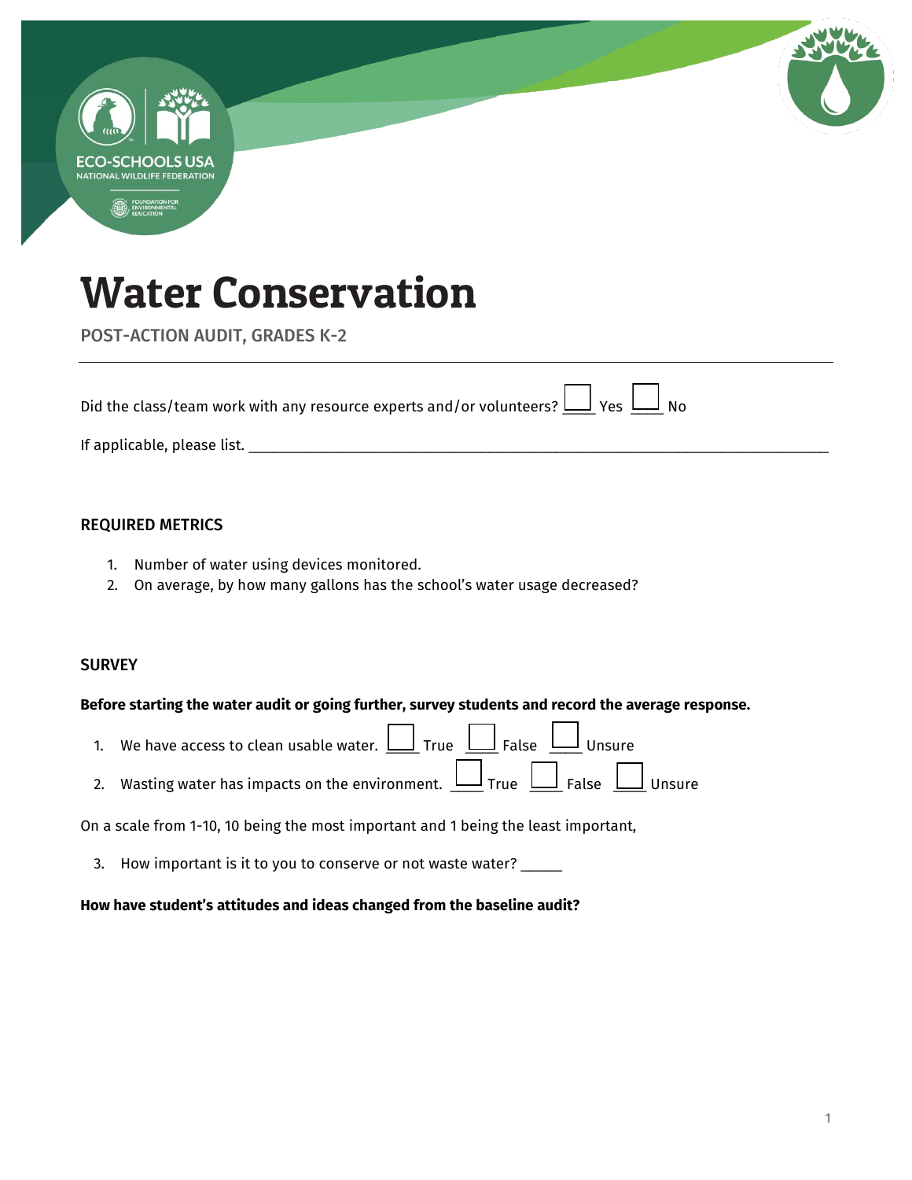# Water Conservation

POST-ACTION AUDIT, GRADES K-2

---

Did the class/team work with any resource experts and/or volunteers? ☐ Yes ☐ No

If applicable, please list. ______________________________________________

### REQUIRED METRICS

1. Number of water using devices monitored.
2. On average, by how many gallons has the school's water usage decreased?

### SURVEY

**Before starting the water audit or going further, survey students and record the average response.**

1. We have access to clean usable water. ☐ True ☐ False ☐ Unsure
2. Wasting water has impacts on the environment. ☐ True ☐ False ☐ Unsure

On a scale from 1-10, 10 being the most important and 1 being the least important,

3. How important is it to you to conserve or not waste water? _____

**How have student's attitudes and ideas changed from the baseline audit?**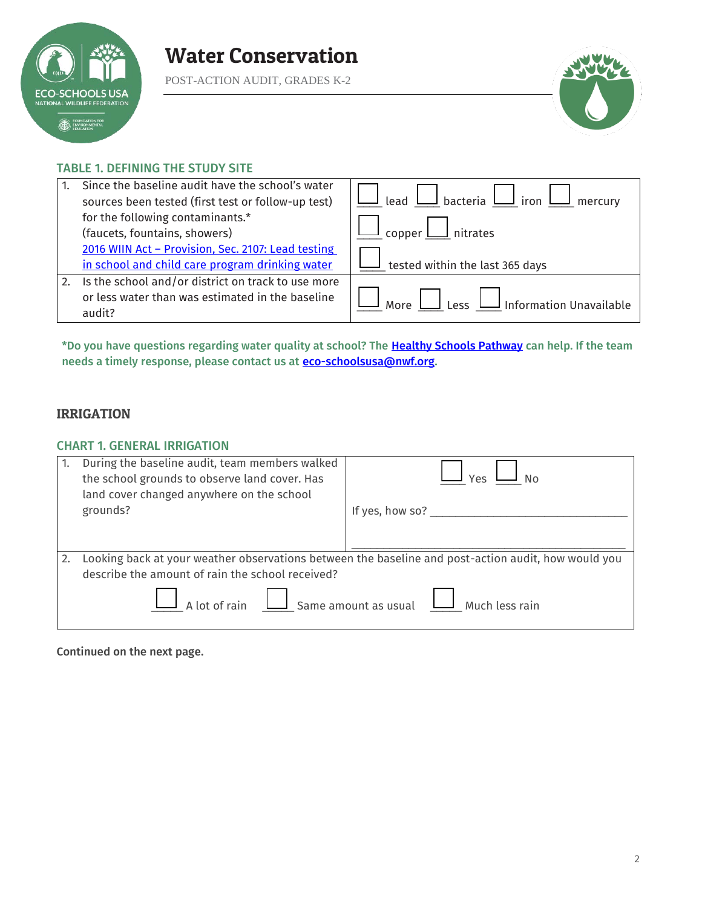# Water Conservation

POST-ACTION AUDIT, GRADES K-2

## TABLE 1. DEFINING THE STUDY SITE

| | |
|---|---|
| 1. Since the baseline audit have the school's water sources been tested (first test or follow-up test) for the following contaminants.* (faucets, fountains, showers) [2016 WIIN Act – Provision, Sec. 2107: Lead testing in school and child care program drinking water](#) | ☐ lead ☐ bacteria ☐ iron ☐ mercury ☐ copper ☐ nitrates ☐ tested within the last 365 days |
| 2. Is the school and/or district on track to use more or less water than was estimated in the baseline audit? | ☐ More ☐ Less ☐ Information Unavailable |

**\*Do you have questions regarding water quality at school? The Healthy Schools Pathway can help. If the team needs a timely response, please contact us at eco-schoolsusa@nwf.org.**

## IRRIGATION

### CHART 1. GENERAL IRRIGATION

| | |
|---|---|
| 1. During the baseline audit, team members walked the school grounds to observe land cover. Has land cover changed anywhere on the school grounds? | ☐ Yes ☐ No<br><br>If yes, how so? ______________________________<br>______________________________ |
| 2. Looking back at your weather observations between the baseline and post-action audit, how would you describe the amount of rain the school received?<br><br>☐ A lot of rain ☐ Same amount as usual ☐ Much less rain | |

**Continued on the next page.**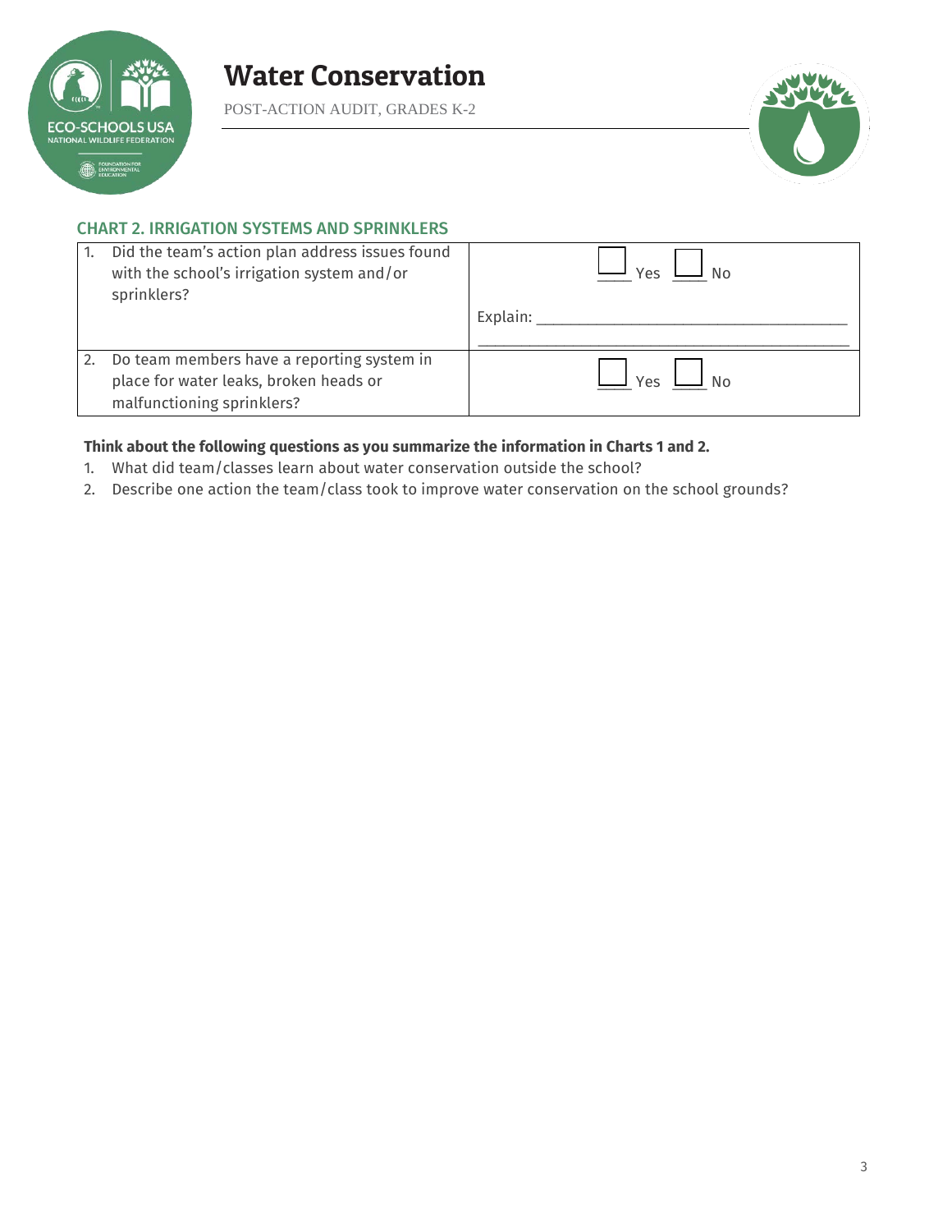# Water Conservation

POST-ACTION AUDIT, GRADES K-2

## CHART 2. IRRIGATION SYSTEMS AND SPRINKLERS

| | |
|---|---|
| 1. Did the team's action plan address issues found with the school's irrigation system and/or sprinklers? | ☐ Yes ☐ No<br><br>Explain: ______________________________________<br>______________________________________________ |
| 2. Do team members have a reporting system in place for water leaks, broken heads or malfunctioning sprinklers? | ☐ Yes ☐ No |

**Think about the following questions as you summarize the information in Charts 1 and 2.**

1. What did team/classes learn about water conservation outside the school?
2. Describe one action the team/class took to improve water conservation on the school grounds?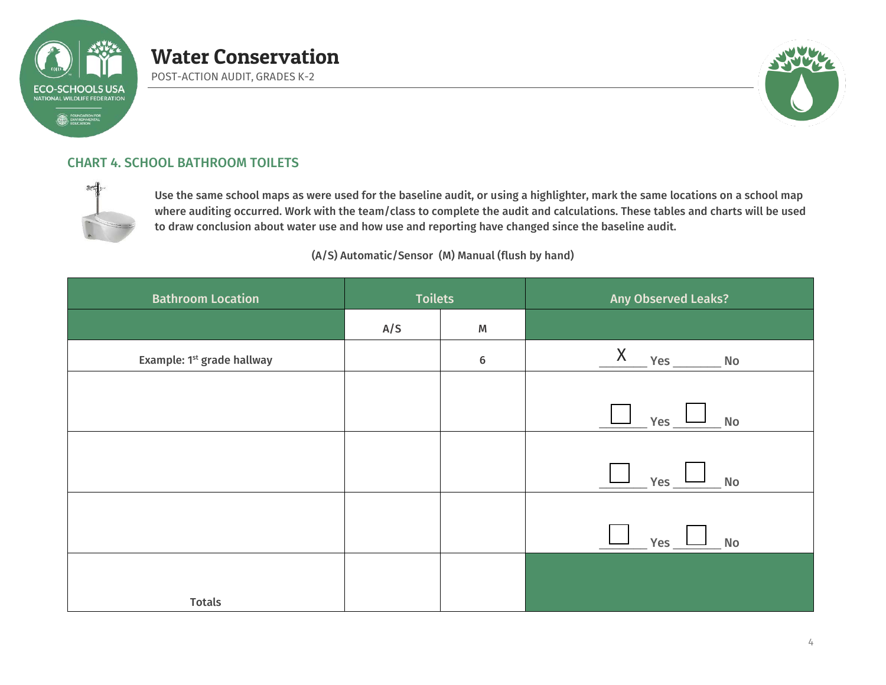# Water Conservation

POST-ACTION AUDIT, GRADES K-2

## CHART 4. SCHOOL BATHROOM TOILETS

**Use the same school maps as were used for the baseline audit, or using a highlighter, mark the same locations on a school map where auditing occurred. Work with the team/class to complete the audit and calculations. These tables and charts will be used to draw conclusion about water use and how use and reporting have changed since the baseline audit.**

**(A/S) Automatic/Sensor (M) Manual (flush by hand)**

| Bathroom Location | Toilets | | Any Observed Leaks? |
|---|---|---|---|
| | A/S | M | |
| Example: 1st grade hallway | | 6 | X Yes ____ No |
| | | | ☐ Yes ☐ No |
| | | | ☐ Yes ☐ No |
| | | | ☐ Yes ☐ No |
| Totals | | | |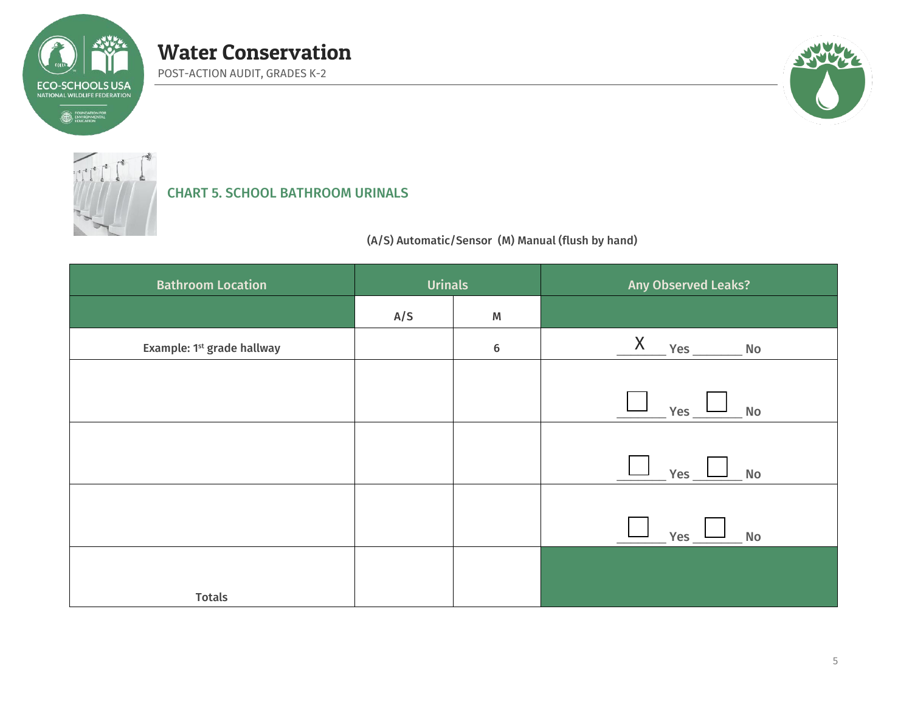# Water Conservation

POST-ACTION AUDIT, GRADES K-2

## CHART 5. SCHOOL BATHROOM URINALS

(A/S) Automatic/Sensor (M) Manual (flush by hand)

| Bathroom Location | Urinals | | Any Observed Leaks? |
|---|---|---|---|
| | A/S | M | |
| Example: 1st grade hallway | | 6 | X Yes ___ No |
| | | | ☐ Yes ☐ No |
| | | | ☐ Yes ☐ No |
| | | | ☐ Yes ☐ No |
| Totals | | | |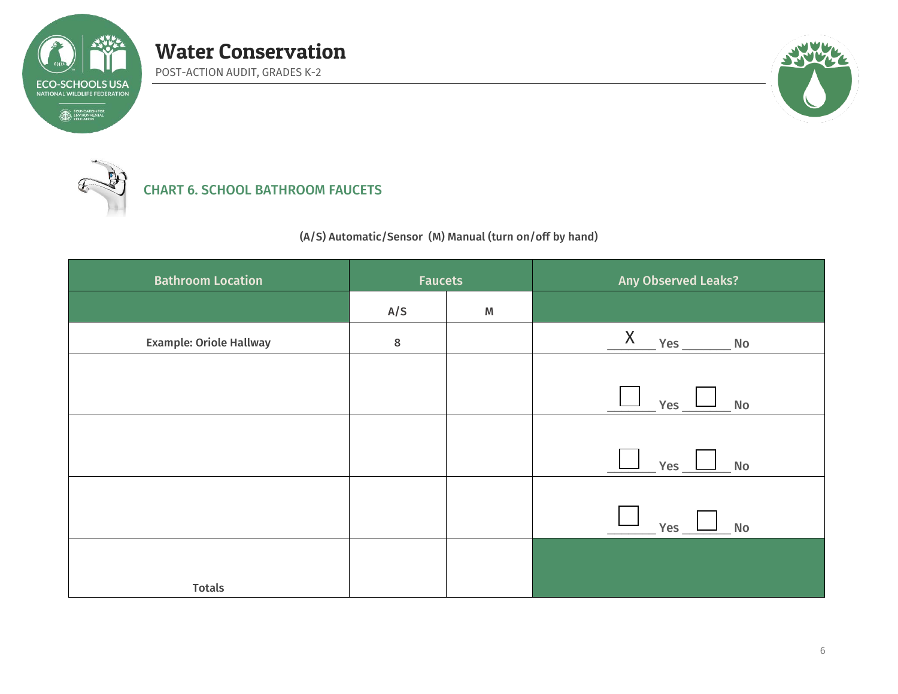# Water Conservation

POST-ACTION AUDIT, GRADES K-2

## CHART 6. SCHOOL BATHROOM FAUCETS

(A/S) Automatic/Sensor (M) Manual (turn on/off by hand)

| Bathroom Location | Faucets | | Any Observed Leaks? |
|---|---|---|---|
| | A/S | M | |
| Example: Oriole Hallway | 8 | | X Yes ___ No |
| | | | ☐ Yes ☐ No |
| | | | ☐ Yes ☐ No |
| | | | ☐ Yes ☐ No |
| Totals | | | |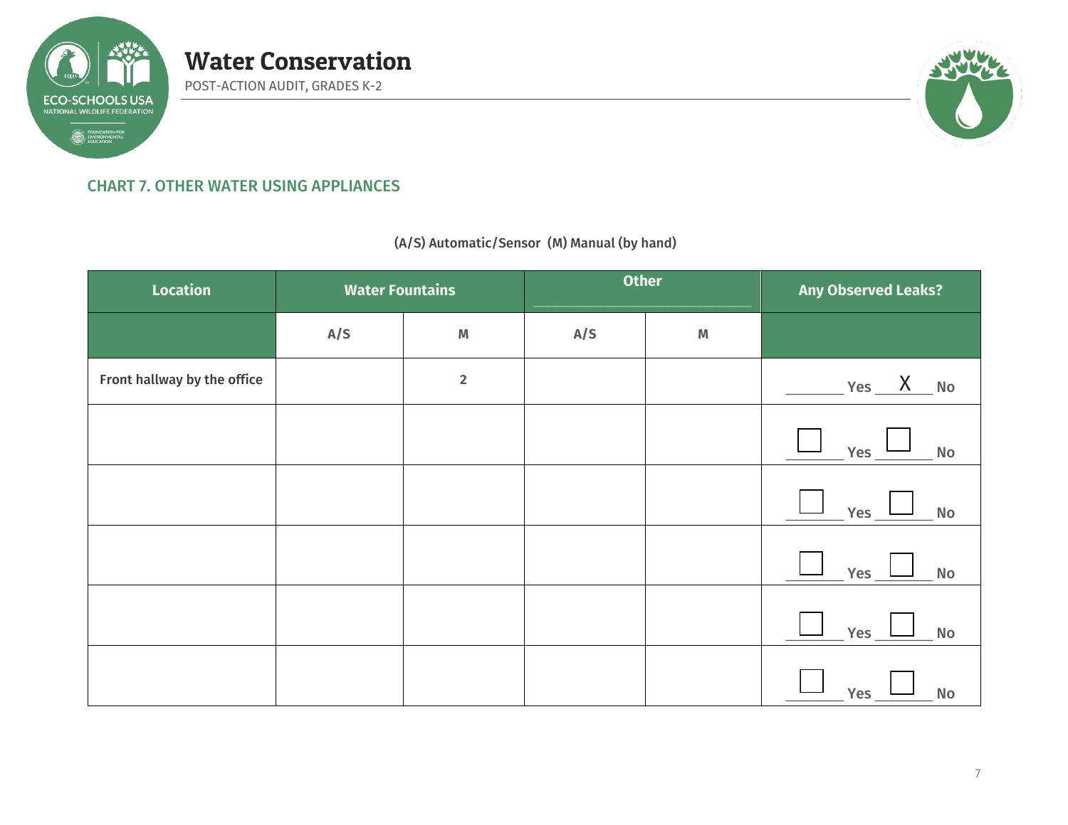# Water Conservation

POST-ACTION AUDIT, GRADES K-2

## CHART 7. OTHER WATER USING APPLIANCES

**(A/S) Automatic/Sensor (M) Manual (by hand)**

| Location | Water Fountains | | Other ______________ | | Any Observed Leaks? |
|---|---|---|---|---|---|
| | A/S | M | A/S | M | |
| Front hallway by the office | | 2 | | | ______ Yes __X__ No |
| | | | | | ☐ Yes ☐ No |
| | | | | | ☐ Yes ☐ No |
| | | | | | ☐ Yes ☐ No |
| | | | | | ☐ Yes ☐ No |
| | | | | | ☐ Yes ☐ No |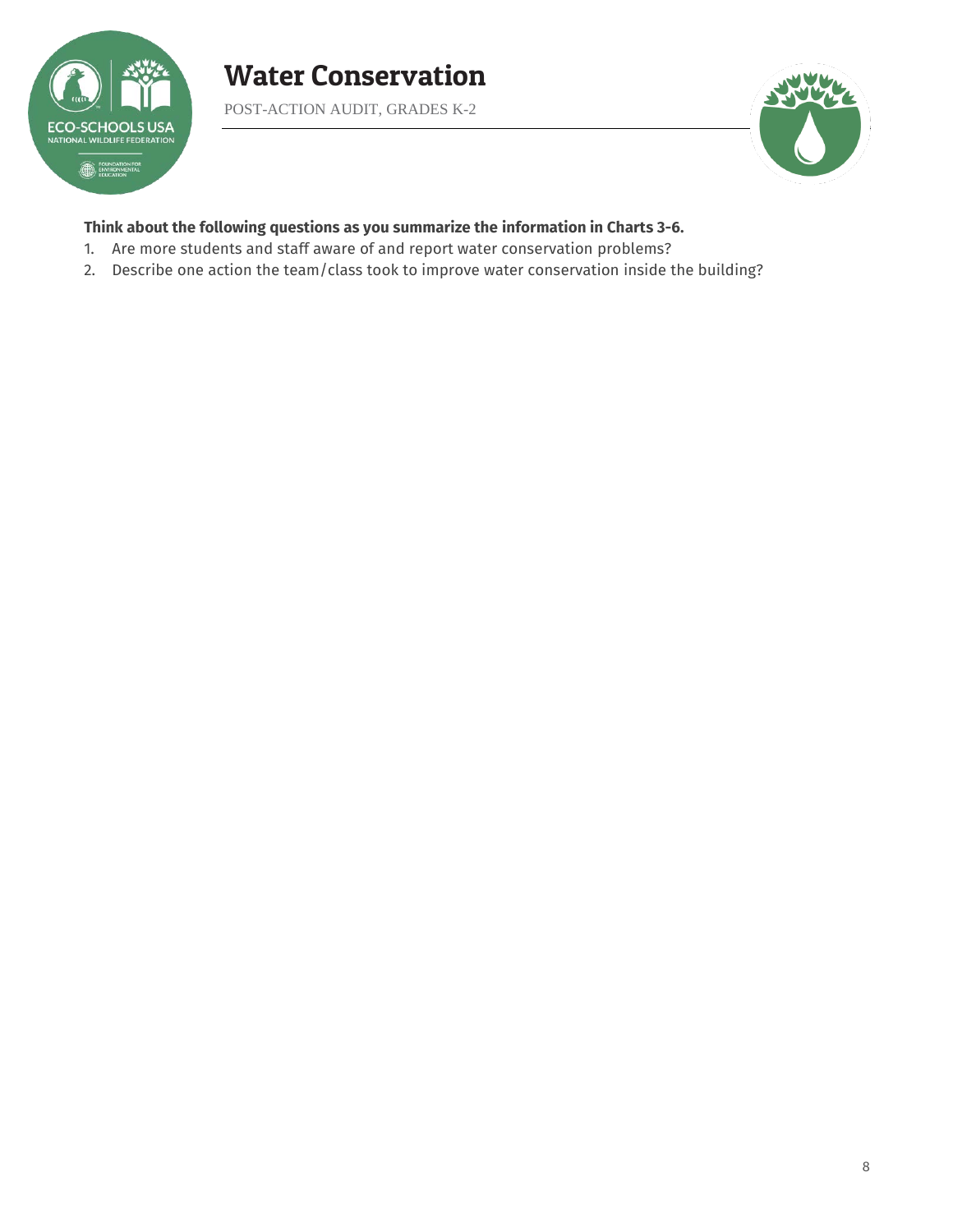# Water Conservation

POST-ACTION AUDIT, GRADES K-2

**Think about the following questions as you summarize the information in Charts 3-6.**

1. Are more students and staff aware of and report water conservation problems?
2. Describe one action the team/class took to improve water conservation inside the building?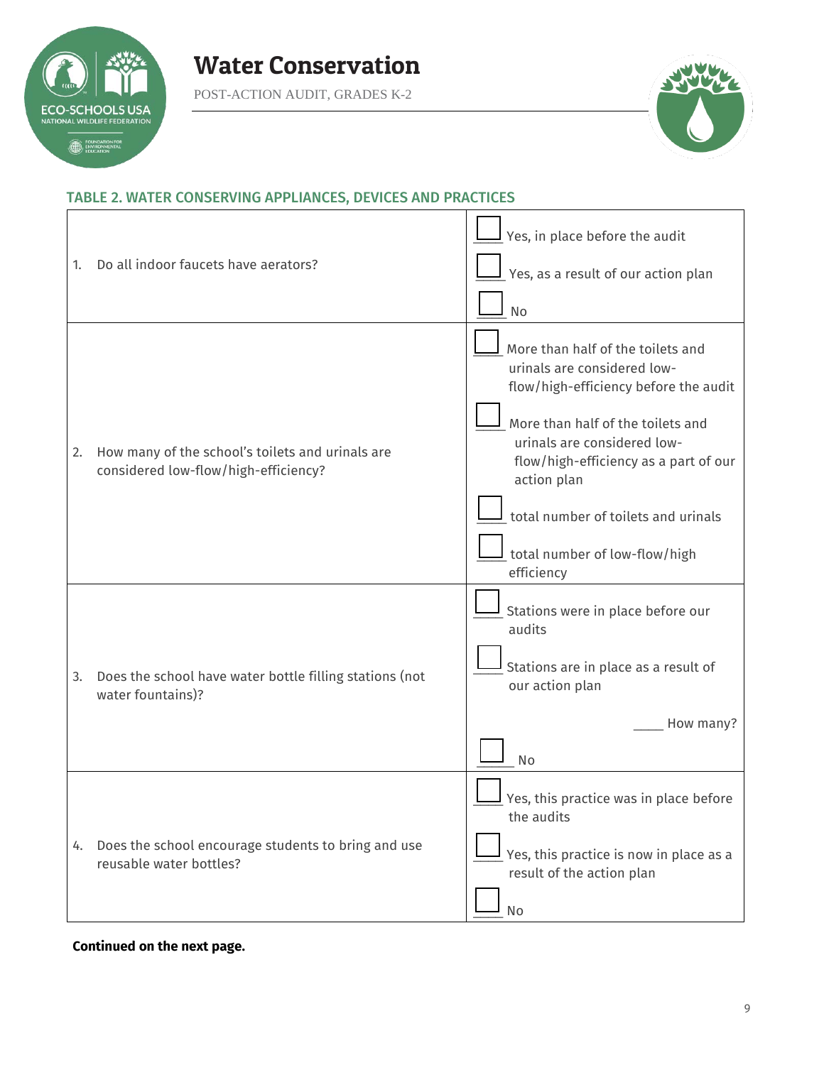# Water Conservation

POST-ACTION AUDIT, GRADES K-2

## TABLE 2. WATER CONSERVING APPLIANCES, DEVICES AND PRACTICES

| | |
|---|---|
| 1. Do all indoor faucets have aerators? | ☐ Yes, in place before the audit<br>☐ Yes, as a result of our action plan<br>☐ No |
| 2. How many of the school's toilets and urinals are considered low-flow/high-efficiency? | ☐ More than half of the toilets and urinals are considered low-flow/high-efficiency before the audit<br>☐ More than half of the toilets and urinals are considered low-flow/high-efficiency as a part of our action plan<br>☐ total number of toilets and urinals<br>☐ total number of low-flow/high efficiency |
| 3. Does the school have water bottle filling stations (not water fountains)? | ☐ Stations were in place before our audits<br>☐ Stations are in place as a result of our action plan<br>_____ How many?<br>☐ No |
| 4. Does the school encourage students to bring and use reusable water bottles? | ☐ Yes, this practice was in place before the audits<br>☐ Yes, this practice is now in place as a result of the action plan<br>☐ No |

**Continued on the next page.**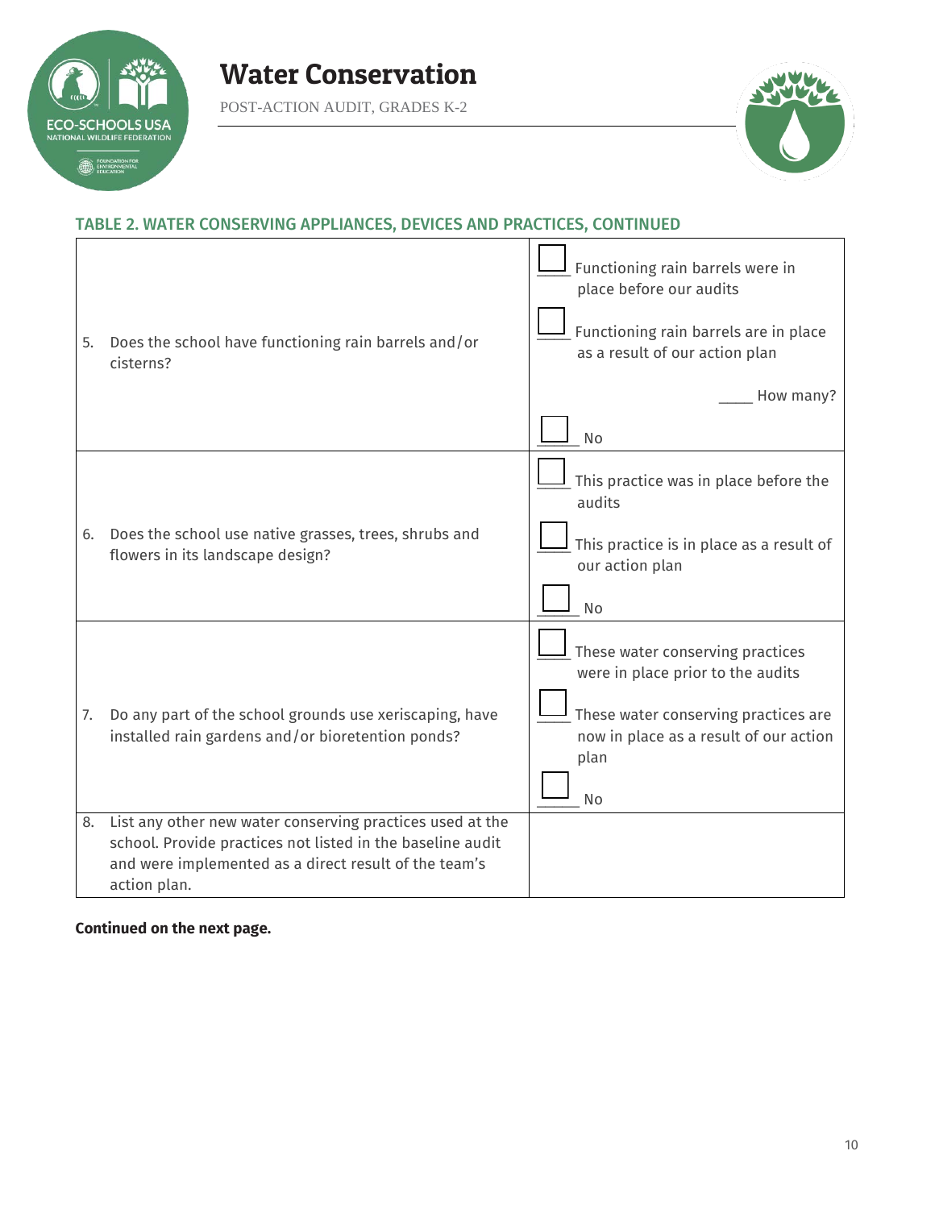# Water Conservation

POST-ACTION AUDIT, GRADES K-2

## TABLE 2. WATER CONSERVING APPLIANCES, DEVICES AND PRACTICES, CONTINUED

| Question | Response |
|---|---|
| 5. Does the school have functioning rain barrels and/or cisterns? | ☐ Functioning rain barrels were in place before our audits<br><br>☐ Functioning rain barrels are in place as a result of our action plan<br><br>____ How many?<br><br>☐ No |
| 6. Does the school use native grasses, trees, shrubs and flowers in its landscape design? | ☐ This practice was in place before the audits<br><br>☐ This practice is in place as a result of our action plan<br><br>☐ No |
| 7. Do any part of the school grounds use xeriscaping, have installed rain gardens and/or bioretention ponds? | ☐ These water conserving practices were in place prior to the audits<br><br>☐ These water conserving practices are now in place as a result of our action plan<br><br>☐ No |
| 8. List any other new water conserving practices used at the school. Provide practices not listed in the baseline audit and were implemented as a direct result of the team's action plan. | |

**Continued on the next page.**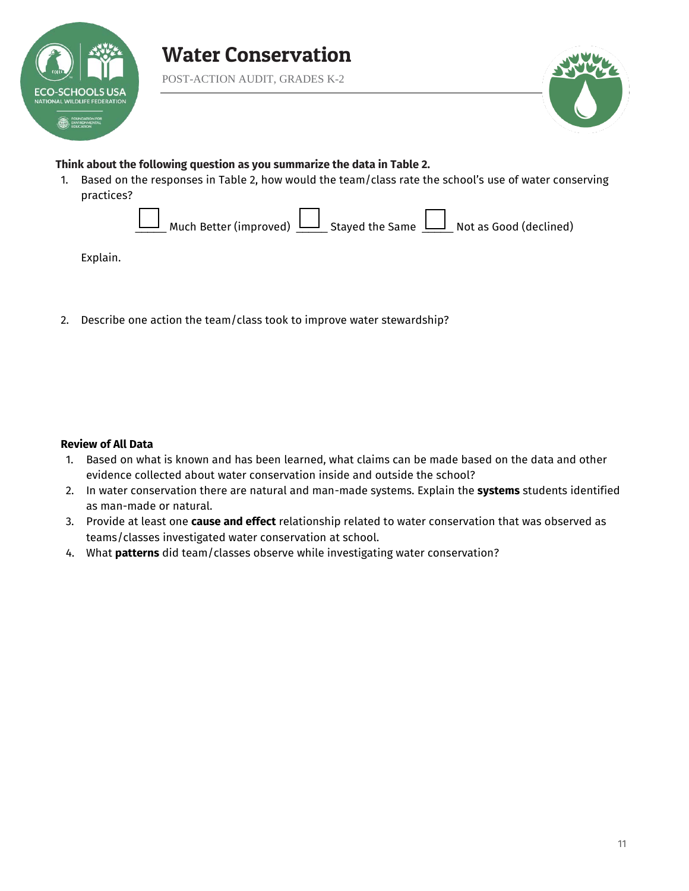# Water Conservation

POST-ACTION AUDIT, GRADES K-2

**Think about the following question as you summarize the data in Table 2.**

1. Based on the responses in Table 2, how would the team/class rate the school's use of water conserving practices?

   ☐ Much Better (improved) ☐ Stayed the Same ☐ Not as Good (declined)

   Explain.

2. Describe one action the team/class took to improve water stewardship?

**Review of All Data**

1. Based on what is known and has been learned, what claims can be made based on the data and other evidence collected about water conservation inside and outside the school?
2. In water conservation there are natural and man-made systems. Explain the **systems** students identified as man-made or natural.
3. Provide at least one **cause and effect** relationship related to water conservation that was observed as teams/classes investigated water conservation at school.
4. What **patterns** did team/classes observe while investigating water conservation?